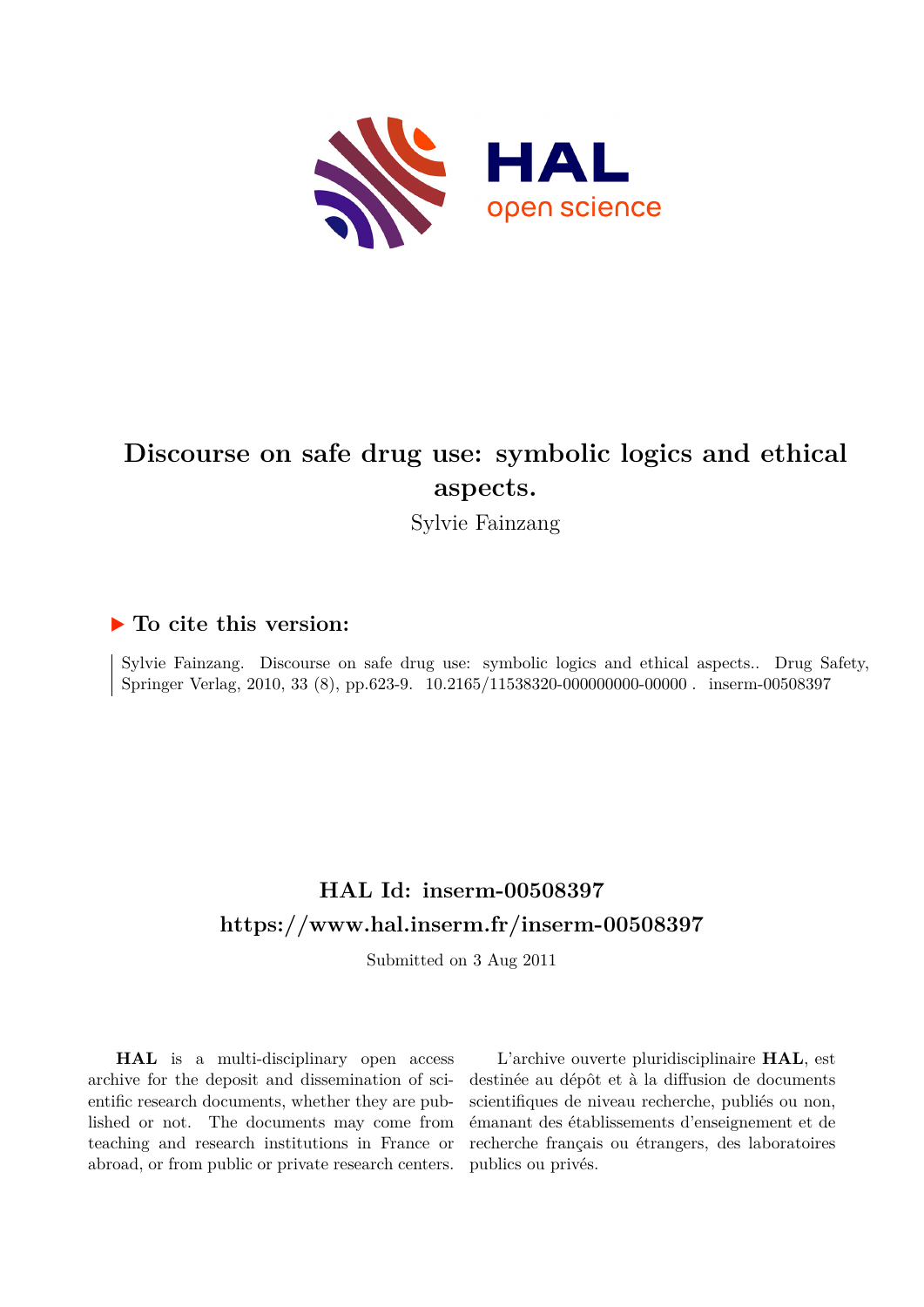# Discourse on safe drug use: symbolic logics and ethical aspects.

Sylvie Fainzang

## ▶ To cite this version:

Sylvie Fainzang. Discourse on safe drug use: symbolic logics and ethical aspects.. Drug Safety, Springer Verlag, 2010, 33 (8), pp.623-9. 10.2165/11538320-000000000-00000 . inserm-00508397

## HAL Id: inserm-00508397

## https://www.hal.inserm.fr/inserm-00508397

Submitted on 3 Aug 2011

**HAL** is a multi-disciplinary open access archive for the deposit and dissemination of scientific research documents, whether they are published or not. The documents may come from teaching and research institutions in France or abroad, or from public or private research centers.

L'archive ouverte pluridisciplinaire **HAL**, est destinée au dépôt et à la diffusion de documents scientifiques de niveau recherche, publiés ou non, émanant des établissements d'enseignement et de recherche français ou étrangers, des laboratoires publics ou privés.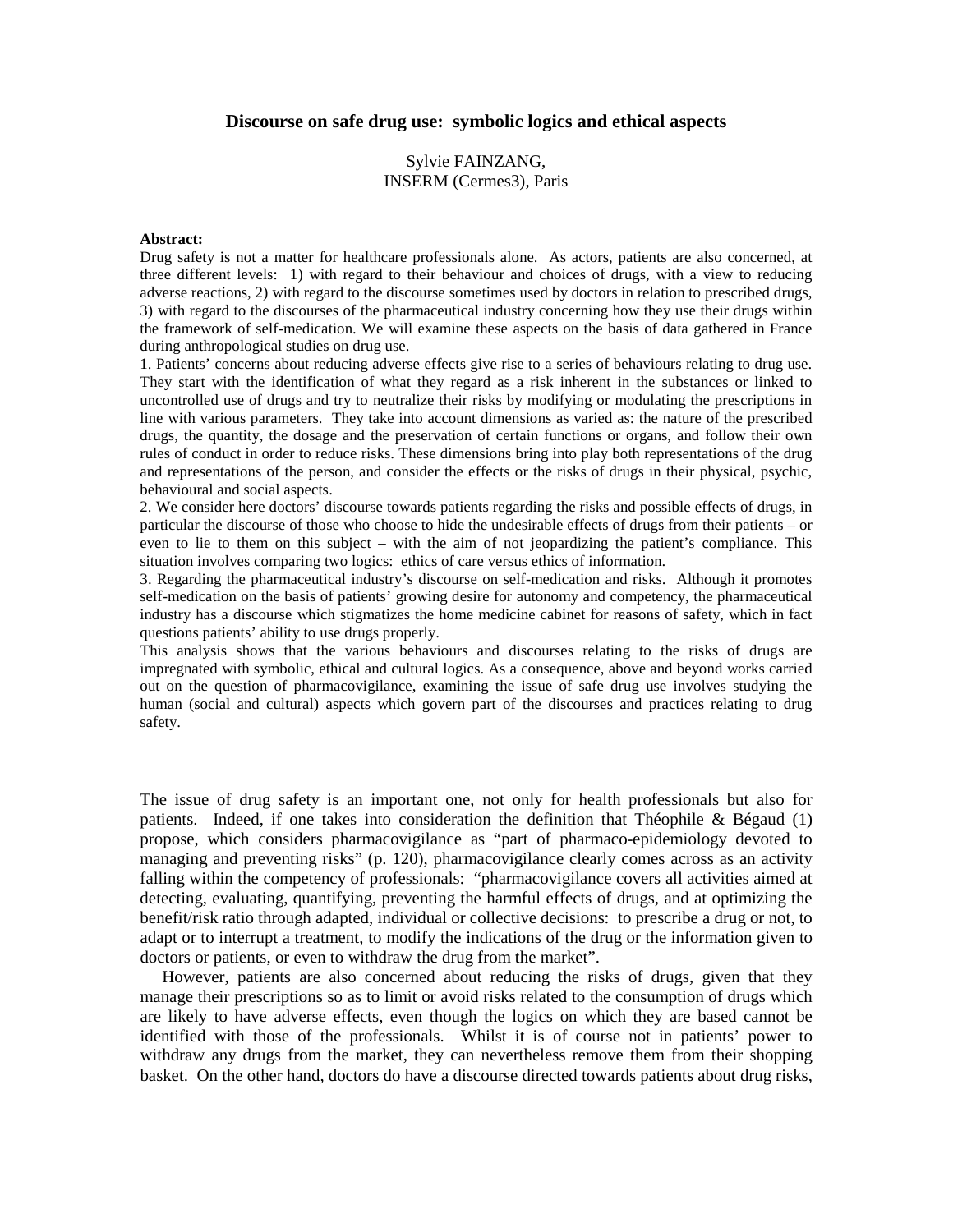# Discourse on safe drug use: symbolic logics and ethical aspects

Sylvie FAINZANG,
INSERM (Cermes3), Paris

**Abstract:**

Drug safety is not a matter for healthcare professionals alone. As actors, patients are also concerned, at three different levels: 1) with regard to their behaviour and choices of drugs, with a view to reducing adverse reactions, 2) with regard to the discourse sometimes used by doctors in relation to prescribed drugs, 3) with regard to the discourses of the pharmaceutical industry concerning how they use their drugs within the framework of self-medication. We will examine these aspects on the basis of data gathered in France during anthropological studies on drug use.

1. Patients' concerns about reducing adverse effects give rise to a series of behaviours relating to drug use. They start with the identification of what they regard as a risk inherent in the substances or linked to uncontrolled use of drugs and try to neutralize their risks by modifying or modulating the prescriptions in line with various parameters. They take into account dimensions as varied as: the nature of the prescribed drugs, the quantity, the dosage and the preservation of certain functions or organs, and follow their own rules of conduct in order to reduce risks. These dimensions bring into play both representations of the drug and representations of the person, and consider the effects or the risks of drugs in their physical, psychic, behavioural and social aspects.

2. We consider here doctors' discourse towards patients regarding the risks and possible effects of drugs, in particular the discourse of those who choose to hide the undesirable effects of drugs from their patients – or even to lie to them on this subject – with the aim of not jeopardizing the patient's compliance. This situation involves comparing two logics: ethics of care versus ethics of information.

3. Regarding the pharmaceutical industry's discourse on self-medication and risks. Although it promotes self-medication on the basis of patients' growing desire for autonomy and competency, the pharmaceutical industry has a discourse which stigmatizes the home medicine cabinet for reasons of safety, which in fact questions patients' ability to use drugs properly.

This analysis shows that the various behaviours and discourses relating to the risks of drugs are impregnated with symbolic, ethical and cultural logics. As a consequence, above and beyond works carried out on the question of pharmacovigilance, examining the issue of safe drug use involves studying the human (social and cultural) aspects which govern part of the discourses and practices relating to drug safety.

The issue of drug safety is an important one, not only for health professionals but also for patients. Indeed, if one takes into consideration the definition that Théophile & Bégaud (1) propose, which considers pharmacovigilance as "part of pharmaco-epidemiology devoted to managing and preventing risks" (p. 120), pharmacovigilance clearly comes across as an activity falling within the competency of professionals: "pharmacovigilance covers all activities aimed at detecting, evaluating, quantifying, preventing the harmful effects of drugs, and at optimizing the benefit/risk ratio through adapted, individual or collective decisions: to prescribe a drug or not, to adapt or to interrupt a treatment, to modify the indications of the drug or the information given to doctors or patients, or even to withdraw the drug from the market".

However, patients are also concerned about reducing the risks of drugs, given that they manage their prescriptions so as to limit or avoid risks related to the consumption of drugs which are likely to have adverse effects, even though the logics on which they are based cannot be identified with those of the professionals. Whilst it is of course not in patients' power to withdraw any drugs from the market, they can nevertheless remove them from their shopping basket. On the other hand, doctors do have a discourse directed towards patients about drug risks,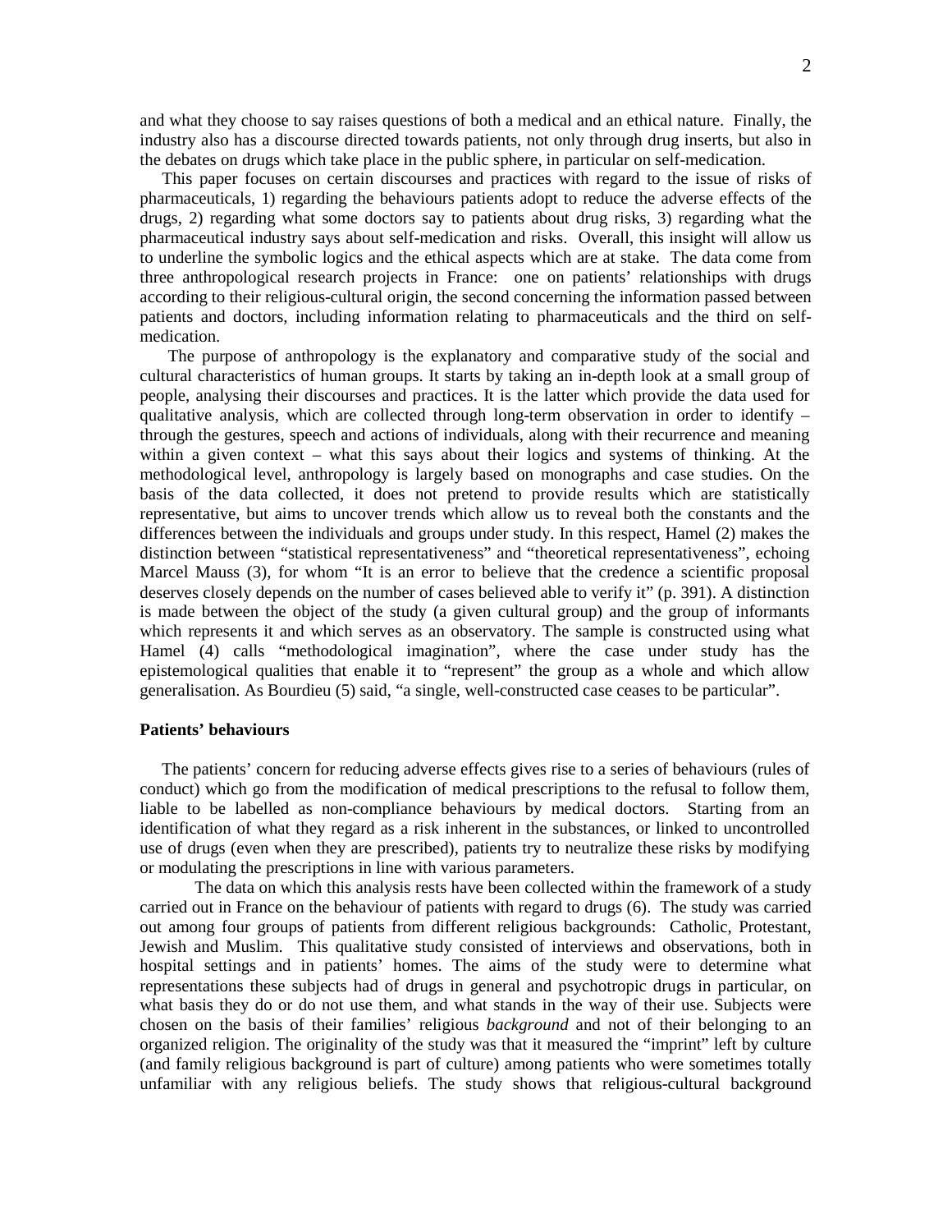and what they choose to say raises questions of both a medical and an ethical nature. Finally, the industry also has a discourse directed towards patients, not only through drug inserts, but also in the debates on drugs which take place in the public sphere, in particular on self-medication.

This paper focuses on certain discourses and practices with regard to the issue of risks of pharmaceuticals, 1) regarding the behaviours patients adopt to reduce the adverse effects of the drugs, 2) regarding what some doctors say to patients about drug risks, 3) regarding what the pharmaceutical industry says about self-medication and risks. Overall, this insight will allow us to underline the symbolic logics and the ethical aspects which are at stake. The data come from three anthropological research projects in France: one on patients' relationships with drugs according to their religious-cultural origin, the second concerning the information passed between patients and doctors, including information relating to pharmaceuticals and the third on self-medication.

The purpose of anthropology is the explanatory and comparative study of the social and cultural characteristics of human groups. It starts by taking an in-depth look at a small group of people, analysing their discourses and practices. It is the latter which provide the data used for qualitative analysis, which are collected through long-term observation in order to identify – through the gestures, speech and actions of individuals, along with their recurrence and meaning within a given context – what this says about their logics and systems of thinking. At the methodological level, anthropology is largely based on monographs and case studies. On the basis of the data collected, it does not pretend to provide results which are statistically representative, but aims to uncover trends which allow us to reveal both the constants and the differences between the individuals and groups under study. In this respect, Hamel (2) makes the distinction between "statistical representativeness" and "theoretical representativeness", echoing Marcel Mauss (3), for whom "It is an error to believe that the credence a scientific proposal deserves closely depends on the number of cases believed able to verify it" (p. 391). A distinction is made between the object of the study (a given cultural group) and the group of informants which represents it and which serves as an observatory. The sample is constructed using what Hamel (4) calls "methodological imagination", where the case under study has the epistemological qualities that enable it to "represent" the group as a whole and which allow generalisation. As Bourdieu (5) said, "a single, well-constructed case ceases to be particular".

**Patients' behaviours**

The patients' concern for reducing adverse effects gives rise to a series of behaviours (rules of conduct) which go from the modification of medical prescriptions to the refusal to follow them, liable to be labelled as non-compliance behaviours by medical doctors. Starting from an identification of what they regard as a risk inherent in the substances, or linked to uncontrolled use of drugs (even when they are prescribed), patients try to neutralize these risks by modifying or modulating the prescriptions in line with various parameters.

The data on which this analysis rests have been collected within the framework of a study carried out in France on the behaviour of patients with regard to drugs (6). The study was carried out among four groups of patients from different religious backgrounds: Catholic, Protestant, Jewish and Muslim. This qualitative study consisted of interviews and observations, both in hospital settings and in patients' homes. The aims of the study were to determine what representations these subjects had of drugs in general and psychotropic drugs in particular, on what basis they do or do not use them, and what stands in the way of their use. Subjects were chosen on the basis of their families' religious *background* and not of their belonging to an organized religion. The originality of the study was that it measured the "imprint" left by culture (and family religious background is part of culture) among patients who were sometimes totally unfamiliar with any religious beliefs. The study shows that religious-cultural background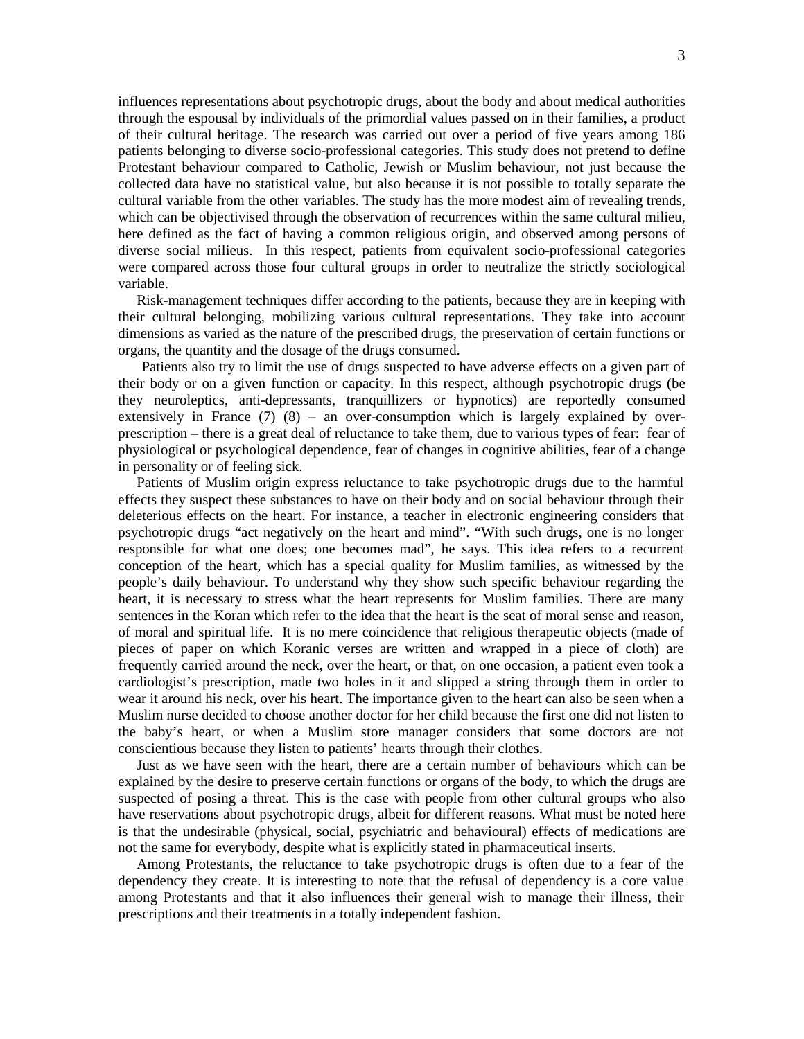influences representations about psychotropic drugs, about the body and about medical authorities through the espousal by individuals of the primordial values passed on in their families, a product of their cultural heritage. The research was carried out over a period of five years among 186 patients belonging to diverse socio-professional categories. This study does not pretend to define Protestant behaviour compared to Catholic, Jewish or Muslim behaviour, not just because the collected data have no statistical value, but also because it is not possible to totally separate the cultural variable from the other variables. The study has the more modest aim of revealing trends, which can be objectivised through the observation of recurrences within the same cultural milieu, here defined as the fact of having a common religious origin, and observed among persons of diverse social milieus. In this respect, patients from equivalent socio-professional categories were compared across those four cultural groups in order to neutralize the strictly sociological variable.

Risk-management techniques differ according to the patients, because they are in keeping with their cultural belonging, mobilizing various cultural representations. They take into account dimensions as varied as the nature of the prescribed drugs, the preservation of certain functions or organs, the quantity and the dosage of the drugs consumed.

Patients also try to limit the use of drugs suspected to have adverse effects on a given part of their body or on a given function or capacity. In this respect, although psychotropic drugs (be they neuroleptics, anti-depressants, tranquillizers or hypnotics) are reportedly consumed extensively in France (7) (8) – an over-consumption which is largely explained by over-prescription – there is a great deal of reluctance to take them, due to various types of fear: fear of physiological or psychological dependence, fear of changes in cognitive abilities, fear of a change in personality or of feeling sick.

Patients of Muslim origin express reluctance to take psychotropic drugs due to the harmful effects they suspect these substances to have on their body and on social behaviour through their deleterious effects on the heart. For instance, a teacher in electronic engineering considers that psychotropic drugs "act negatively on the heart and mind". "With such drugs, one is no longer responsible for what one does; one becomes mad", he says. This idea refers to a recurrent conception of the heart, which has a special quality for Muslim families, as witnessed by the people's daily behaviour. To understand why they show such specific behaviour regarding the heart, it is necessary to stress what the heart represents for Muslim families. There are many sentences in the Koran which refer to the idea that the heart is the seat of moral sense and reason, of moral and spiritual life. It is no mere coincidence that religious therapeutic objects (made of pieces of paper on which Koranic verses are written and wrapped in a piece of cloth) are frequently carried around the neck, over the heart, or that, on one occasion, a patient even took a cardiologist's prescription, made two holes in it and slipped a string through them in order to wear it around his neck, over his heart. The importance given to the heart can also be seen when a Muslim nurse decided to choose another doctor for her child because the first one did not listen to the baby's heart, or when a Muslim store manager considers that some doctors are not conscientious because they listen to patients' hearts through their clothes.

Just as we have seen with the heart, there are a certain number of behaviours which can be explained by the desire to preserve certain functions or organs of the body, to which the drugs are suspected of posing a threat. This is the case with people from other cultural groups who also have reservations about psychotropic drugs, albeit for different reasons. What must be noted here is that the undesirable (physical, social, psychiatric and behavioural) effects of medications are not the same for everybody, despite what is explicitly stated in pharmaceutical inserts.

Among Protestants, the reluctance to take psychotropic drugs is often due to a fear of the dependency they create. It is interesting to note that the refusal of dependency is a core value among Protestants and that it also influences their general wish to manage their illness, their prescriptions and their treatments in a totally independent fashion.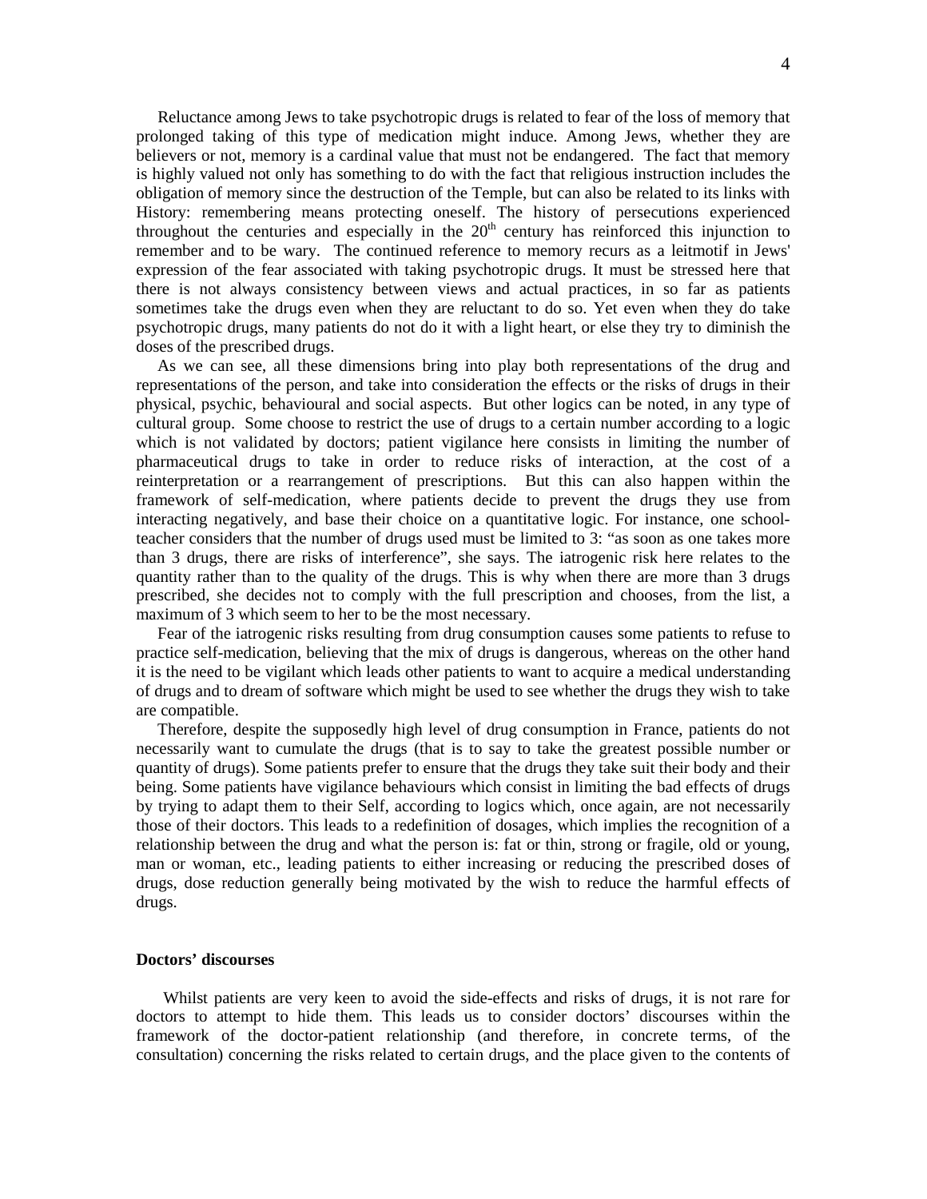Reluctance among Jews to take psychotropic drugs is related to fear of the loss of memory that prolonged taking of this type of medication might induce. Among Jews, whether they are believers or not, memory is a cardinal value that must not be endangered. The fact that memory is highly valued not only has something to do with the fact that religious instruction includes the obligation of memory since the destruction of the Temple, but can also be related to its links with History: remembering means protecting oneself. The history of persecutions experienced throughout the centuries and especially in the 20th century has reinforced this injunction to remember and to be wary. The continued reference to memory recurs as a leitmotif in Jews' expression of the fear associated with taking psychotropic drugs. It must be stressed here that there is not always consistency between views and actual practices, in so far as patients sometimes take the drugs even when they are reluctant to do so. Yet even when they do take psychotropic drugs, many patients do not do it with a light heart, or else they try to diminish the doses of the prescribed drugs.

As we can see, all these dimensions bring into play both representations of the drug and representations of the person, and take into consideration the effects or the risks of drugs in their physical, psychic, behavioural and social aspects. But other logics can be noted, in any type of cultural group. Some choose to restrict the use of drugs to a certain number according to a logic which is not validated by doctors; patient vigilance here consists in limiting the number of pharmaceutical drugs to take in order to reduce risks of interaction, at the cost of a reinterpretation or a rearrangement of prescriptions. But this can also happen within the framework of self-medication, where patients decide to prevent the drugs they use from interacting negatively, and base their choice on a quantitative logic. For instance, one school-teacher considers that the number of drugs used must be limited to 3: "as soon as one takes more than 3 drugs, there are risks of interference", she says. The iatrogenic risk here relates to the quantity rather than to the quality of the drugs. This is why when there are more than 3 drugs prescribed, she decides not to comply with the full prescription and chooses, from the list, a maximum of 3 which seem to her to be the most necessary.

Fear of the iatrogenic risks resulting from drug consumption causes some patients to refuse to practice self-medication, believing that the mix of drugs is dangerous, whereas on the other hand it is the need to be vigilant which leads other patients to want to acquire a medical understanding of drugs and to dream of software which might be used to see whether the drugs they wish to take are compatible.

Therefore, despite the supposedly high level of drug consumption in France, patients do not necessarily want to cumulate the drugs (that is to say to take the greatest possible number or quantity of drugs). Some patients prefer to ensure that the drugs they take suit their body and their being. Some patients have vigilance behaviours which consist in limiting the bad effects of drugs by trying to adapt them to their Self, according to logics which, once again, are not necessarily those of their doctors. This leads to a redefinition of dosages, which implies the recognition of a relationship between the drug and what the person is: fat or thin, strong or fragile, old or young, man or woman, etc., leading patients to either increasing or reducing the prescribed doses of drugs, dose reduction generally being motivated by the wish to reduce the harmful effects of drugs.

**Doctors' discourses**

Whilst patients are very keen to avoid the side-effects and risks of drugs, it is not rare for doctors to attempt to hide them. This leads us to consider doctors' discourses within the framework of the doctor-patient relationship (and therefore, in concrete terms, of the consultation) concerning the risks related to certain drugs, and the place given to the contents of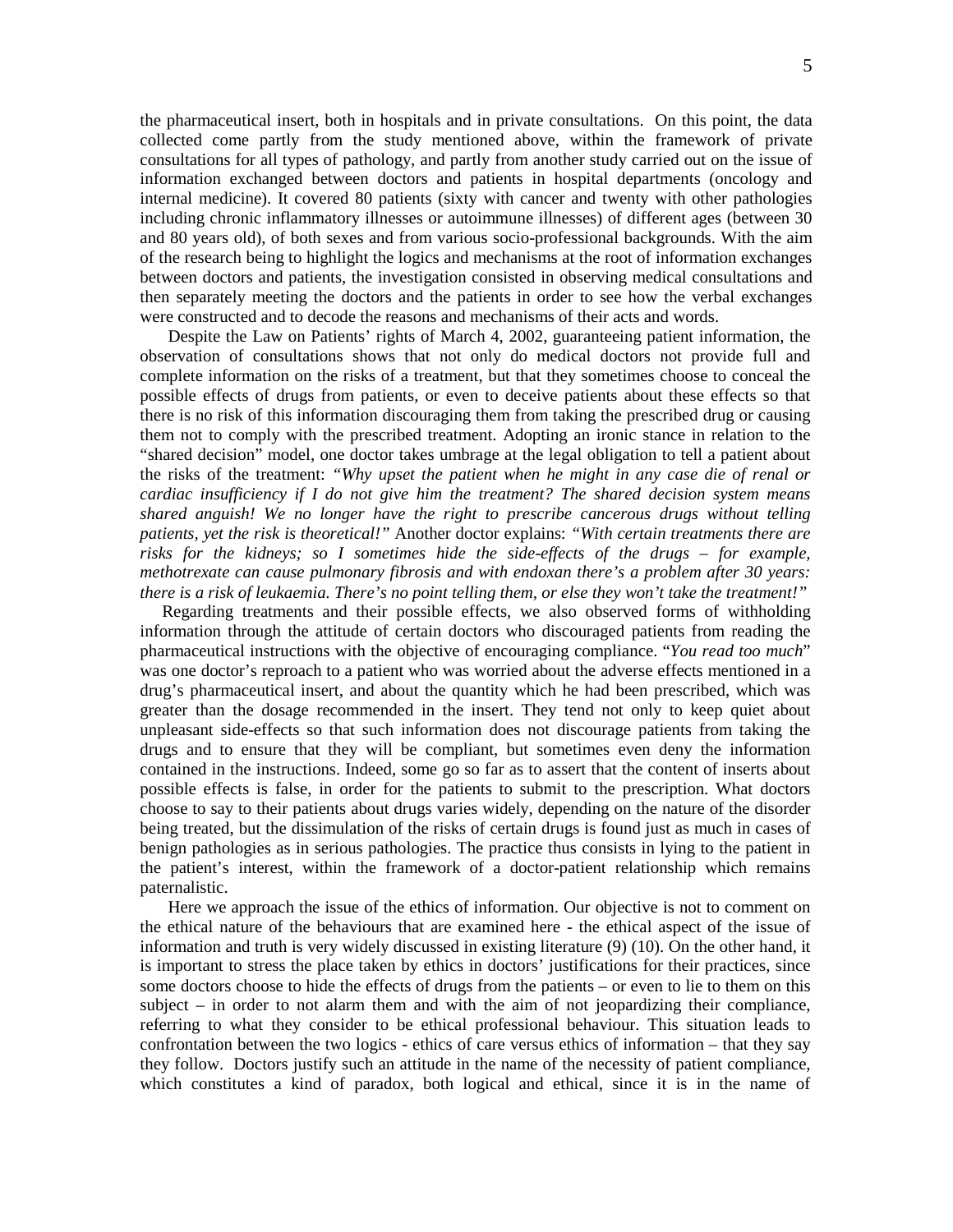the pharmaceutical insert, both in hospitals and in private consultations. On this point, the data collected come partly from the study mentioned above, within the framework of private consultations for all types of pathology, and partly from another study carried out on the issue of information exchanged between doctors and patients in hospital departments (oncology and internal medicine). It covered 80 patients (sixty with cancer and twenty with other pathologies including chronic inflammatory illnesses or autoimmune illnesses) of different ages (between 30 and 80 years old), of both sexes and from various socio-professional backgrounds. With the aim of the research being to highlight the logics and mechanisms at the root of information exchanges between doctors and patients, the investigation consisted in observing medical consultations and then separately meeting the doctors and the patients in order to see how the verbal exchanges were constructed and to decode the reasons and mechanisms of their acts and words.

Despite the Law on Patients' rights of March 4, 2002, guaranteeing patient information, the observation of consultations shows that not only do medical doctors not provide full and complete information on the risks of a treatment, but that they sometimes choose to conceal the possible effects of drugs from patients, or even to deceive patients about these effects so that there is no risk of this information discouraging them from taking the prescribed drug or causing them not to comply with the prescribed treatment. Adopting an ironic stance in relation to the "shared decision" model, one doctor takes umbrage at the legal obligation to tell a patient about the risks of the treatment: *"Why upset the patient when he might in any case die of renal or cardiac insufficiency if I do not give him the treatment? The shared decision system means shared anguish! We no longer have the right to prescribe cancerous drugs without telling patients, yet the risk is theoretical!"* Another doctor explains: *"With certain treatments there are risks for the kidneys; so I sometimes hide the side-effects of the drugs – for example, methotrexate can cause pulmonary fibrosis and with endoxan there's a problem after 30 years: there is a risk of leukaemia. There's no point telling them, or else they won't take the treatment!"*

Regarding treatments and their possible effects, we also observed forms of withholding information through the attitude of certain doctors who discouraged patients from reading the pharmaceutical instructions with the objective of encouraging compliance. "*You read too much*" was one doctor's reproach to a patient who was worried about the adverse effects mentioned in a drug's pharmaceutical insert, and about the quantity which he had been prescribed, which was greater than the dosage recommended in the insert. They tend not only to keep quiet about unpleasant side-effects so that such information does not discourage patients from taking the drugs and to ensure that they will be compliant, but sometimes even deny the information contained in the instructions. Indeed, some go so far as to assert that the content of inserts about possible effects is false, in order for the patients to submit to the prescription. What doctors choose to say to their patients about drugs varies widely, depending on the nature of the disorder being treated, but the dissimulation of the risks of certain drugs is found just as much in cases of benign pathologies as in serious pathologies. The practice thus consists in lying to the patient in the patient's interest, within the framework of a doctor-patient relationship which remains paternalistic.

Here we approach the issue of the ethics of information. Our objective is not to comment on the ethical nature of the behaviours that are examined here - the ethical aspect of the issue of information and truth is very widely discussed in existing literature (9) (10). On the other hand, it is important to stress the place taken by ethics in doctors' justifications for their practices, since some doctors choose to hide the effects of drugs from the patients – or even to lie to them on this subject – in order to not alarm them and with the aim of not jeopardizing their compliance, referring to what they consider to be ethical professional behaviour. This situation leads to confrontation between the two logics - ethics of care versus ethics of information – that they say they follow. Doctors justify such an attitude in the name of the necessity of patient compliance, which constitutes a kind of paradox, both logical and ethical, since it is in the name of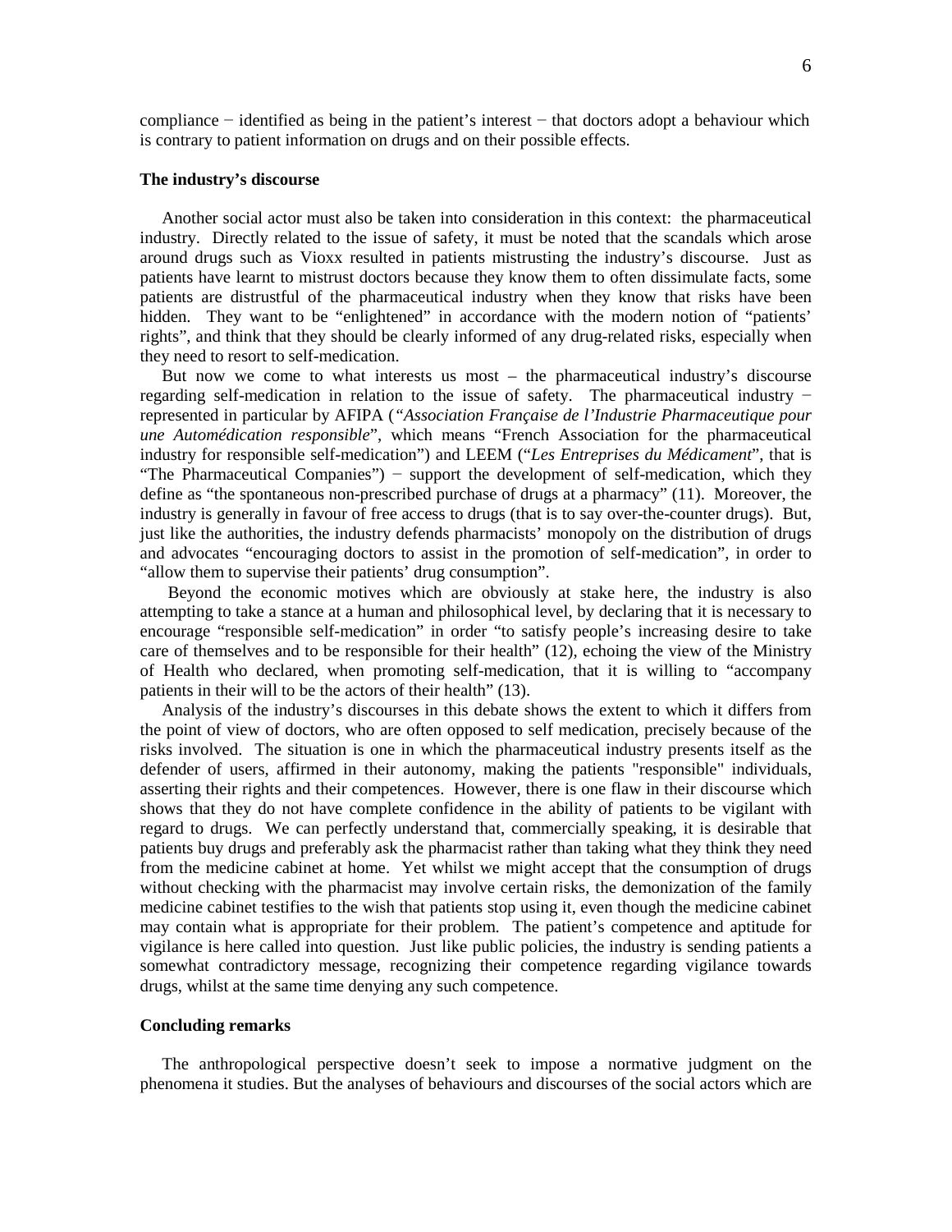compliance − identified as being in the patient's interest − that doctors adopt a behaviour which is contrary to patient information on drugs and on their possible effects.

**The industry's discourse**

Another social actor must also be taken into consideration in this context: the pharmaceutical industry. Directly related to the issue of safety, it must be noted that the scandals which arose around drugs such as Vioxx resulted in patients mistrusting the industry's discourse. Just as patients have learnt to mistrust doctors because they know them to often dissimulate facts, some patients are distrustful of the pharmaceutical industry when they know that risks have been hidden. They want to be "enlightened" in accordance with the modern notion of "patients' rights", and think that they should be clearly informed of any drug-related risks, especially when they need to resort to self-medication.

But now we come to what interests us most – the pharmaceutical industry's discourse regarding self-medication in relation to the issue of safety. The pharmaceutical industry − represented in particular by AFIPA ("*Association Française de l'Industrie Pharmaceutique pour une Automédication responsible*", which means "French Association for the pharmaceutical industry for responsible self-medication") and LEEM ("*Les Entreprises du Médicament*", that is "The Pharmaceutical Companies") − support the development of self-medication, which they define as "the spontaneous non-prescribed purchase of drugs at a pharmacy" (11). Moreover, the industry is generally in favour of free access to drugs (that is to say over-the-counter drugs). But, just like the authorities, the industry defends pharmacists' monopoly on the distribution of drugs and advocates "encouraging doctors to assist in the promotion of self-medication", in order to "allow them to supervise their patients' drug consumption".

Beyond the economic motives which are obviously at stake here, the industry is also attempting to take a stance at a human and philosophical level, by declaring that it is necessary to encourage "responsible self-medication" in order "to satisfy people's increasing desire to take care of themselves and to be responsible for their health" (12), echoing the view of the Ministry of Health who declared, when promoting self-medication, that it is willing to "accompany patients in their will to be the actors of their health" (13).

Analysis of the industry's discourses in this debate shows the extent to which it differs from the point of view of doctors, who are often opposed to self medication, precisely because of the risks involved. The situation is one in which the pharmaceutical industry presents itself as the defender of users, affirmed in their autonomy, making the patients "responsible" individuals, asserting their rights and their competences. However, there is one flaw in their discourse which shows that they do not have complete confidence in the ability of patients to be vigilant with regard to drugs. We can perfectly understand that, commercially speaking, it is desirable that patients buy drugs and preferably ask the pharmacist rather than taking what they think they need from the medicine cabinet at home. Yet whilst we might accept that the consumption of drugs without checking with the pharmacist may involve certain risks, the demonization of the family medicine cabinet testifies to the wish that patients stop using it, even though the medicine cabinet may contain what is appropriate for their problem. The patient's competence and aptitude for vigilance is here called into question. Just like public policies, the industry is sending patients a somewhat contradictory message, recognizing their competence regarding vigilance towards drugs, whilst at the same time denying any such competence.

**Concluding remarks**

The anthropological perspective doesn't seek to impose a normative judgment on the phenomena it studies. But the analyses of behaviours and discourses of the social actors which are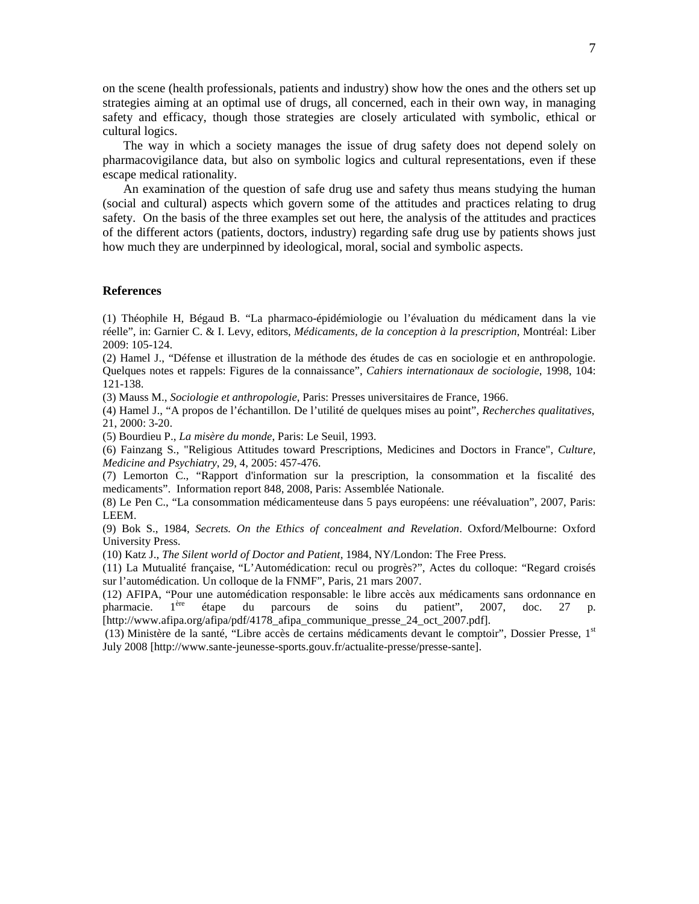on the scene (health professionals, patients and industry) show how the ones and the others set up strategies aiming at an optimal use of drugs, all concerned, each in their own way, in managing safety and efficacy, though those strategies are closely articulated with symbolic, ethical or cultural logics.

The way in which a society manages the issue of drug safety does not depend solely on pharmacovigilance data, but also on symbolic logics and cultural representations, even if these escape medical rationality.

An examination of the question of safe drug use and safety thus means studying the human (social and cultural) aspects which govern some of the attitudes and practices relating to drug safety. On the basis of the three examples set out here, the analysis of the attitudes and practices of the different actors (patients, doctors, industry) regarding safe drug use by patients shows just how much they are underpinned by ideological, moral, social and symbolic aspects.

**References**

(1) Théophile H, Bégaud B. "La pharmaco-épidémiologie ou l'évaluation du médicament dans la vie réelle", in: Garnier C. & I. Levy, editors, *Médicaments, de la conception à la prescription*, Montréal: Liber 2009: 105-124.

(2) Hamel J., "Défense et illustration de la méthode des études de cas en sociologie et en anthropologie. Quelques notes et rappels: Figures de la connaissance", *Cahiers internationaux de sociologie*, 1998, 104: 121-138.

(3) Mauss M., *Sociologie et anthropologie*, Paris: Presses universitaires de France, 1966.

(4) Hamel J., "A propos de l'échantillon. De l'utilité de quelques mises au point", *Recherches qualitatives*, 21, 2000: 3-20.

(5) Bourdieu P., *La misère du monde*, Paris: Le Seuil, 1993.

(6) Fainzang S., "Religious Attitudes toward Prescriptions, Medicines and Doctors in France", *Culture, Medicine and Psychiatry*, 29, 4, 2005: 457-476.

(7) Lemorton C., "Rapport d'information sur la prescription, la consommation et la fiscalité des medicaments". Information report 848, 2008, Paris: Assemblée Nationale.

(8) Le Pen C., "La consommation médicamenteuse dans 5 pays européens: une réévaluation", 2007, Paris: LEEM.

(9) Bok S., 1984, *Secrets. On the Ethics of concealment and Revelation*. Oxford/Melbourne: Oxford University Press.

(10) Katz J., *The Silent world of Doctor and Patient*, 1984, NY/London: The Free Press.

(11) La Mutualité française, "L'Automédication: recul ou progrès?", Actes du colloque: "Regard croisés sur l'automédication. Un colloque de la FNMF", Paris, 21 mars 2007.

(12) AFIPA, "Pour une automédication responsable: le libre accès aux médicaments sans ordonnance en pharmacie. 1ère étape du parcours de soins du patient", 2007, doc. 27 p. [http://www.afipa.org/afipa/pdf/4178_afipa_communique_presse_24_oct_2007.pdf].

(13) Ministère de la santé, "Libre accès de certains médicaments devant le comptoir", Dossier Presse, 1st July 2008 [http://www.sante-jeunesse-sports.gouv.fr/actualite-presse/presse-sante].